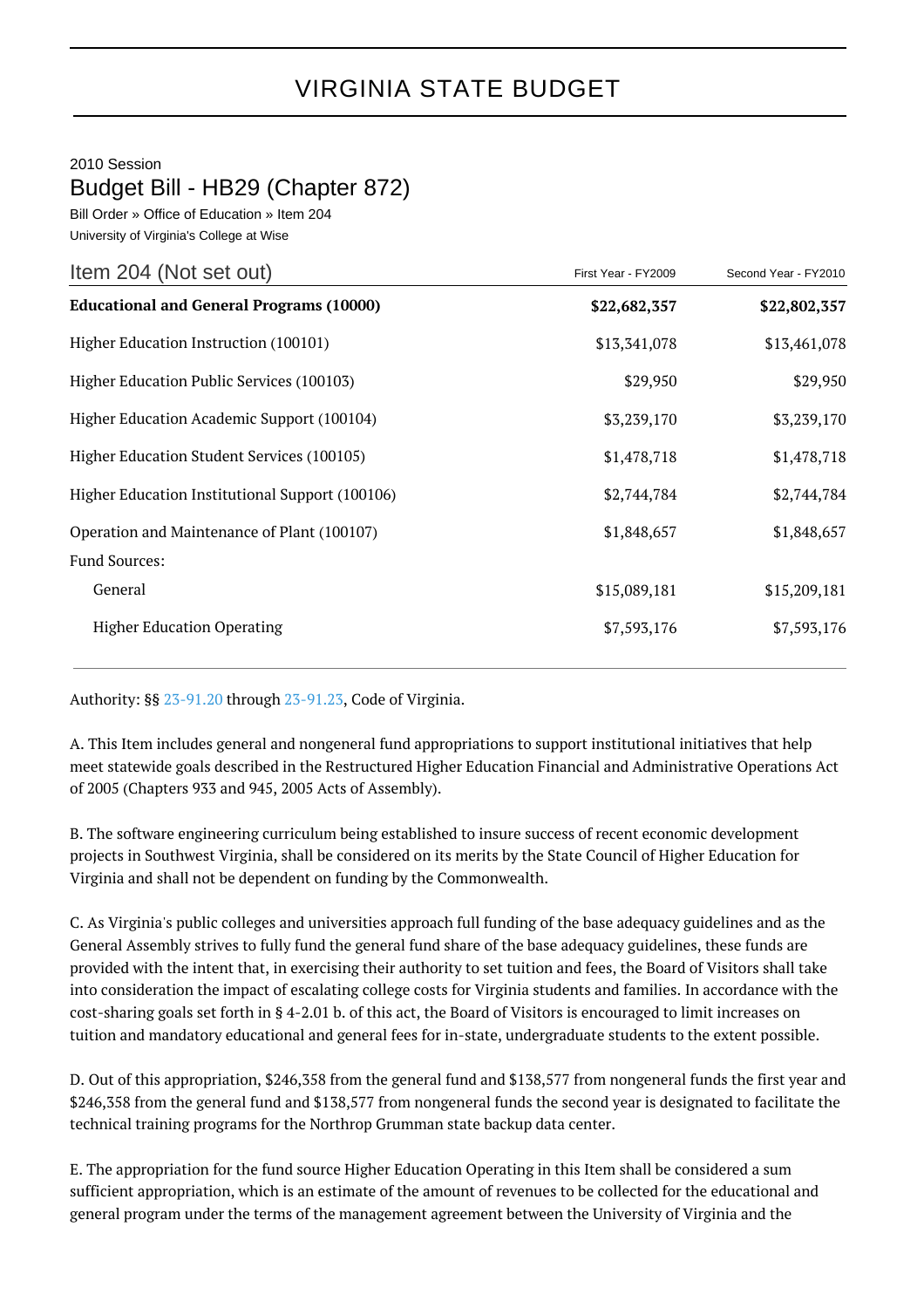# VIRGINIA STATE BUDGET

2010 Session

## Budget Bill - HB29 (Chapter 872)

Bill Order » Office of Education » Item 204

University of Virginia's College at Wise

| Item 204 (Not set out) | First Year - FY2009 | Second Year - FY2010 |
|---|---|---|
| **Educational and General Programs (10000)** | **$22,682,357** | **$22,802,357** |
| Higher Education Instruction (100101) | $13,341,078 | $13,461,078 |
| Higher Education Public Services (100103) | $29,950 | $29,950 |
| Higher Education Academic Support (100104) | $3,239,170 | $3,239,170 |
| Higher Education Student Services (100105) | $1,478,718 | $1,478,718 |
| Higher Education Institutional Support (100106) | $2,744,784 | $2,744,784 |
| Operation and Maintenance of Plant (100107) | $1,848,657 | $1,848,657 |
| Fund Sources: | | |
| General | $15,089,181 | $15,209,181 |
| Higher Education Operating | $7,593,176 | $7,593,176 |

Authority: §§ 23-91.20 through 23-91.23, Code of Virginia.

A. This Item includes general and nongeneral fund appropriations to support institutional initiatives that help meet statewide goals described in the Restructured Higher Education Financial and Administrative Operations Act of 2005 (Chapters 933 and 945, 2005 Acts of Assembly).

B. The software engineering curriculum being established to insure success of recent economic development projects in Southwest Virginia, shall be considered on its merits by the State Council of Higher Education for Virginia and shall not be dependent on funding by the Commonwealth.

C. As Virginia's public colleges and universities approach full funding of the base adequacy guidelines and as the General Assembly strives to fully fund the general fund share of the base adequacy guidelines, these funds are provided with the intent that, in exercising their authority to set tuition and fees, the Board of Visitors shall take into consideration the impact of escalating college costs for Virginia students and families. In accordance with the cost-sharing goals set forth in § 4-2.01 b. of this act, the Board of Visitors is encouraged to limit increases on tuition and mandatory educational and general fees for in-state, undergraduate students to the extent possible.

D. Out of this appropriation, $246,358 from the general fund and $138,577 from nongeneral funds the first year and $246,358 from the general fund and $138,577 from nongeneral funds the second year is designated to facilitate the technical training programs for the Northrop Grumman state backup data center.

E. The appropriation for the fund source Higher Education Operating in this Item shall be considered a sum sufficient appropriation, which is an estimate of the amount of revenues to be collected for the educational and general program under the terms of the management agreement between the University of Virginia and the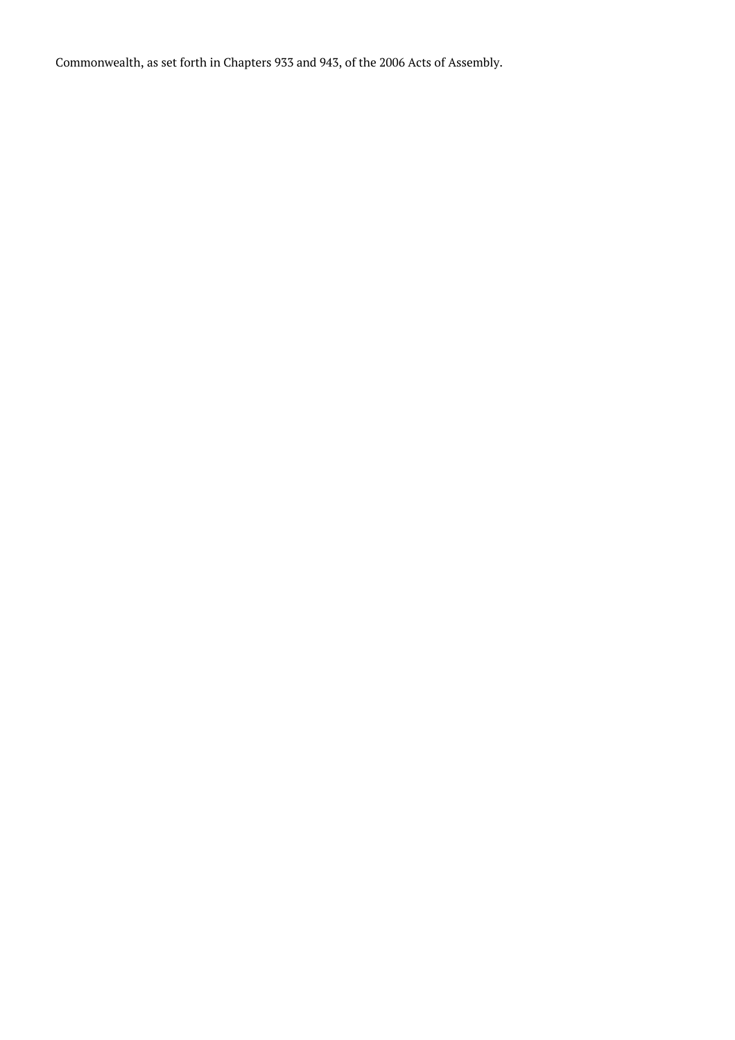Commonwealth, as set forth in Chapters 933 and 943, of the 2006 Acts of Assembly.